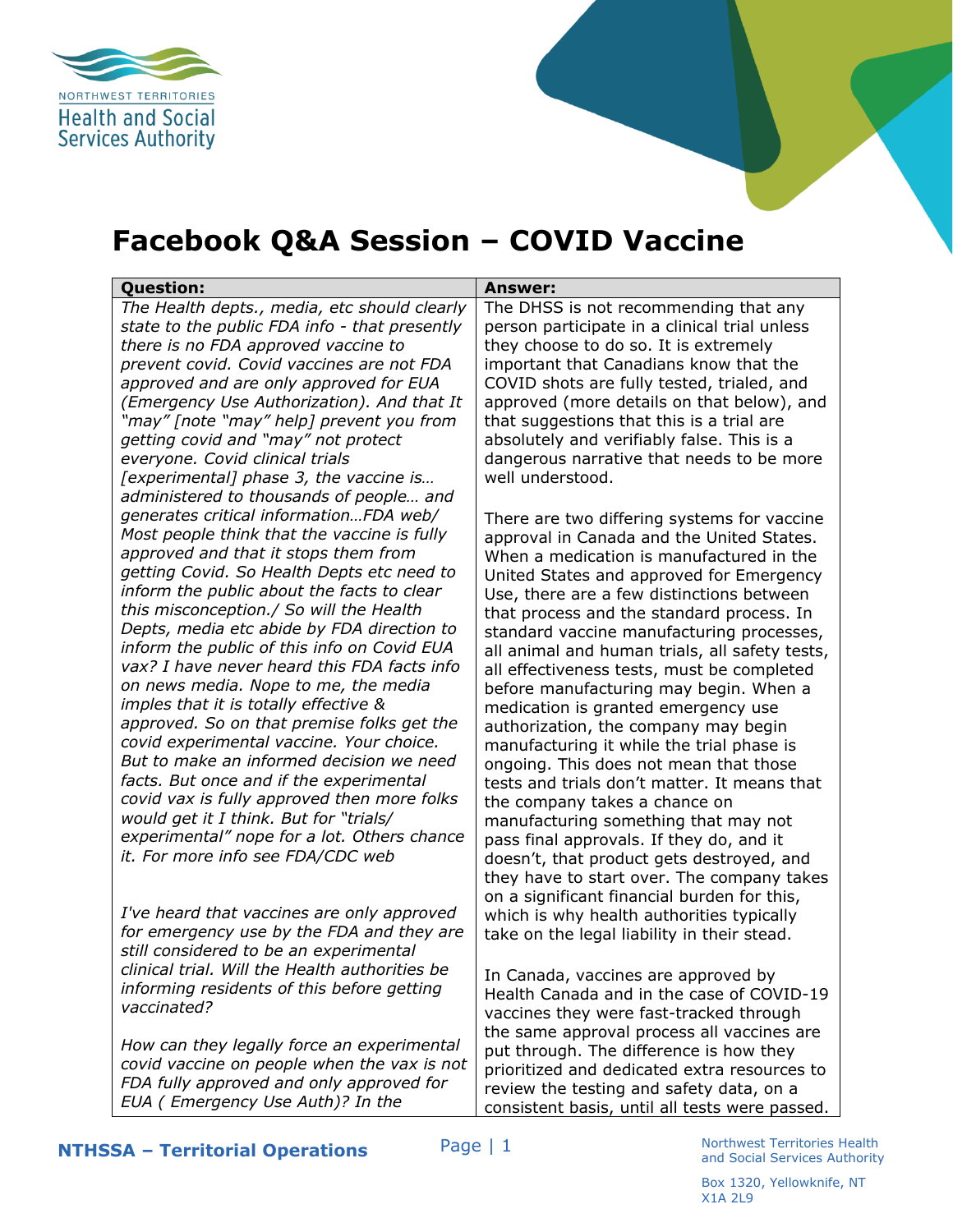NORTHWEST TERRITORIES
Health and Social Services Authority

# Facebook Q&A Session – COVID Vaccine

| Question: | Answer: |
|---|---|
| *The Health depts., media, etc should clearly state to the public FDA info - that presently there is no FDA approved vaccine to prevent covid. Covid vaccines are not FDA approved and are only approved for EUA (Emergency Use Authorization). And that It "may" [note "may" help] prevent you from getting covid and "may" not protect everyone. Covid clinical trials [experimental] phase 3, the vaccine is… administered to thousands of people… and generates critical information…FDA web/ Most people think that the vaccine is fully approved and that it stops them from getting Covid. So Health Depts etc need to inform the public about the facts to clear this misconception./ So will the Health Depts, media etc abide by FDA direction to inform the public of this info on Covid EUA vax? I have never heard this FDA facts info on news media. Nope to me, the media imples that it is totally effective & approved. So on that premise folks get the covid experimental vaccine. Your choice. But to make an informed decision we need facts. But once and if the experimental covid vax is fully approved then more folks would get it I think. But for "trials/ experimental" nope for a lot. Others chance it. For more info see FDA/CDC web*<br><br>*I've heard that vaccines are only approved for emergency use by the FDA and they are still considered to be an experimental clinical trial. Will the Health authorities be informing residents of this before getting vaccinated?*<br><br>*How can they legally force an experimental covid vaccine on people when the vax is not FDA fully approved and only approved for EUA ( Emergency Use Auth)? In the* | The DHSS is not recommending that any person participate in a clinical trial unless they choose to do so. It is extremely important that Canadians know that the COVID shots are fully tested, trialed, and approved (more details on that below), and that suggestions that this is a trial are absolutely and verifiably false. This is a dangerous narrative that needs to be more well understood.<br><br>There are two differing systems for vaccine approval in Canada and the United States. When a medication is manufactured in the United States and approved for Emergency Use, there are a few distinctions between that process and the standard process. In standard vaccine manufacturing processes, all animal and human trials, all safety tests, all effectiveness tests, must be completed before manufacturing may begin. When a medication is granted emergency use authorization, the company may begin manufacturing it while the trial phase is ongoing. This does not mean that those tests and trials don't matter. It means that the company takes a chance on manufacturing something that may not pass final approvals. If they do, and it doesn't, that product gets destroyed, and they have to start over. The company takes on a significant financial burden for this, which is why health authorities typically take on the legal liability in their stead.<br><br>In Canada, vaccines are approved by Health Canada and in the case of COVID-19 vaccines they were fast-tracked through the same approval process all vaccines are put through. The difference is how they prioritized and dedicated extra resources to review the testing and safety data, on a consistent basis, until all tests were passed. |

**NTHSSA – Territorial Operations**

Northwest Territories Health and Social Services Authority

Box 1320, Yellowknife, NT X1A 2L9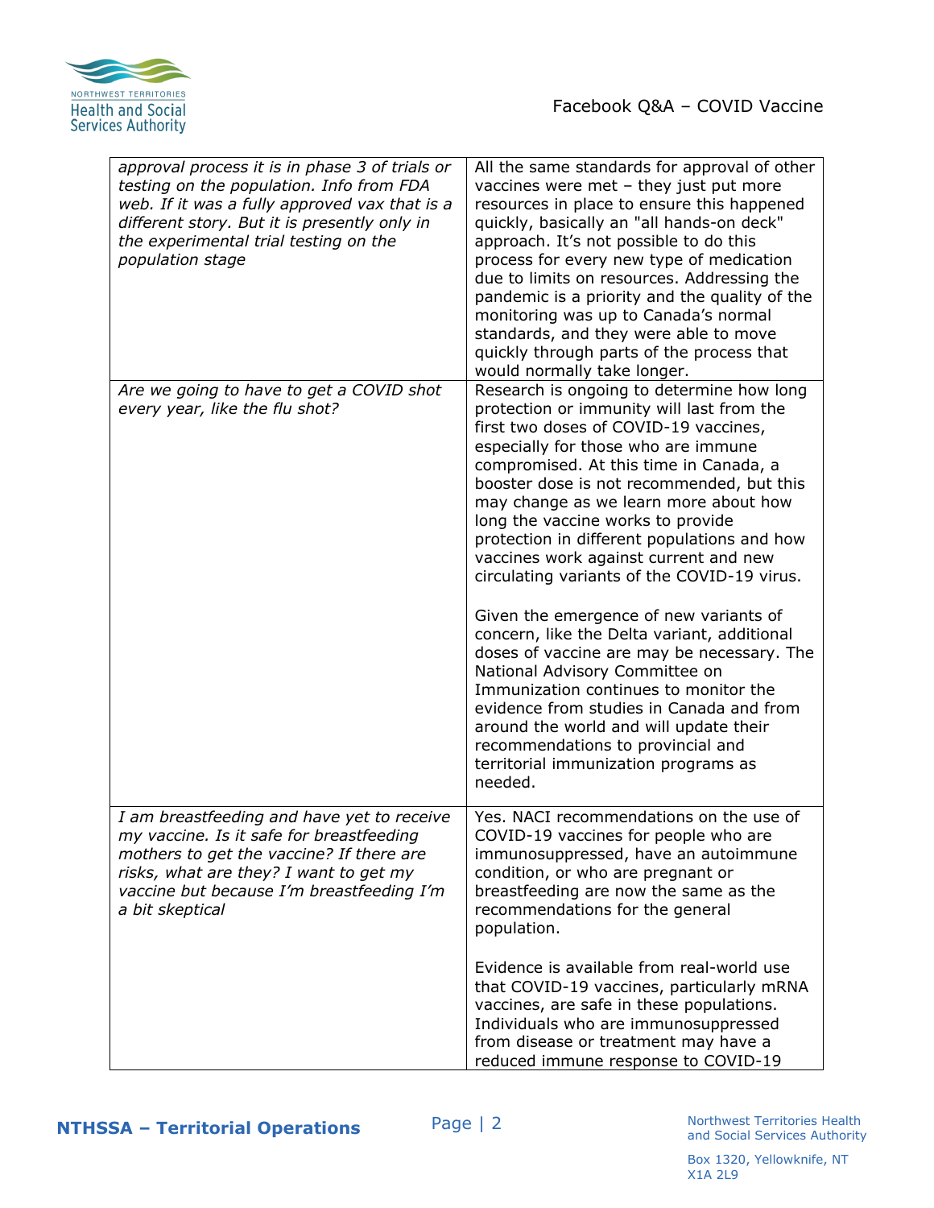| | |
|---|---|
| *approval process it is in phase 3 of trials or testing on the population. Info from FDA web. If it was a fully approved vax that is a different story. But it is presently only in the experimental trial testing on the population stage* | All the same standards for approval of other vaccines were met – they just put more resources in place to ensure this happened quickly, basically an "all hands-on deck" approach. It's not possible to do this process for every new type of medication due to limits on resources. Addressing the pandemic is a priority and the quality of the monitoring was up to Canada's normal standards, and they were able to move quickly through parts of the process that would normally take longer. |
| *Are we going to have to get a COVID shot every year, like the flu shot?* | Research is ongoing to determine how long protection or immunity will last from the first two doses of COVID-19 vaccines, especially for those who are immune compromised. At this time in Canada, a booster dose is not recommended, but this may change as we learn more about how long the vaccine works to provide protection in different populations and how vaccines work against current and new circulating variants of the COVID-19 virus.<br><br>Given the emergence of new variants of concern, like the Delta variant, additional doses of vaccine are may be necessary. The National Advisory Committee on Immunization continues to monitor the evidence from studies in Canada and from around the world and will update their recommendations to provincial and territorial immunization programs as needed. |
| *I am breastfeeding and have yet to receive my vaccine. Is it safe for breastfeeding mothers to get the vaccine? If there are risks, what are they? I want to get my vaccine but because I'm breastfeeding I'm a bit skeptical* | Yes. NACI recommendations on the use of COVID-19 vaccines for people who are immunosuppressed, have an autoimmune condition, or who are pregnant or breastfeeding are now the same as the recommendations for the general population.<br><br>Evidence is available from real-world use that COVID-19 vaccines, particularly mRNA vaccines, are safe in these populations. Individuals who are immunosuppressed from disease or treatment may have a reduced immune response to COVID-19 |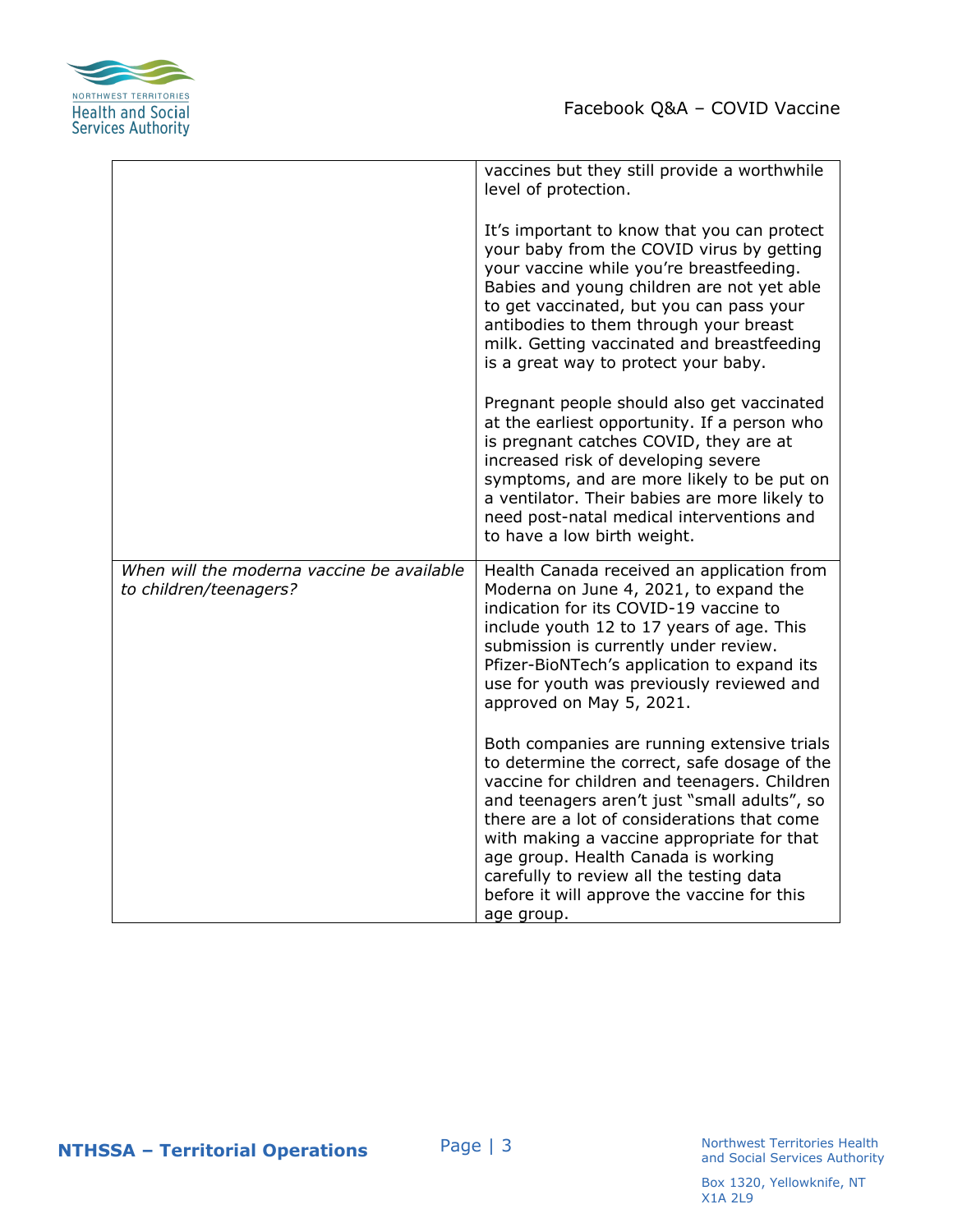| | |
|---|---|
| | vaccines but they still provide a worthwhile level of protection.<br><br>It's important to know that you can protect your baby from the COVID virus by getting your vaccine while you're breastfeeding. Babies and young children are not yet able to get vaccinated, but you can pass your antibodies to them through your breast milk. Getting vaccinated and breastfeeding is a great way to protect your baby.<br><br>Pregnant people should also get vaccinated at the earliest opportunity. If a person who is pregnant catches COVID, they are at increased risk of developing severe symptoms, and are more likely to be put on a ventilator. Their babies are more likely to need post-natal medical interventions and to have a low birth weight. |
| *When will the moderna vaccine be available to children/teenagers?* | Health Canada received an application from Moderna on June 4, 2021, to expand the indication for its COVID-19 vaccine to include youth 12 to 17 years of age. This submission is currently under review. Pfizer-BioNTech's application to expand its use for youth was previously reviewed and approved on May 5, 2021.<br><br>Both companies are running extensive trials to determine the correct, safe dosage of the vaccine for children and teenagers. Children and teenagers aren't just "small adults", so there are a lot of considerations that come with making a vaccine appropriate for that age group. Health Canada is working carefully to review all the testing data before it will approve the vaccine for this age group. |